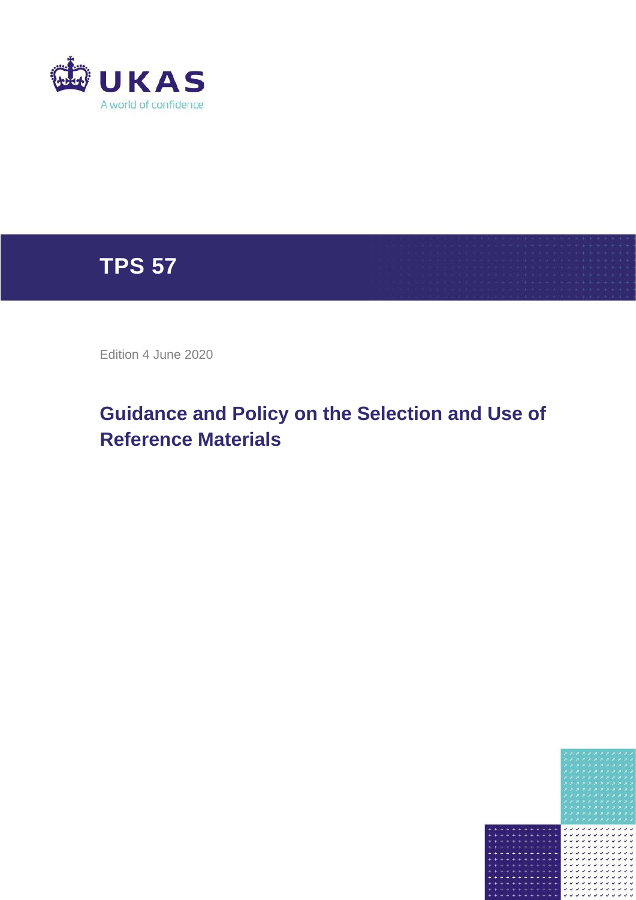UKAS

A world of confidence

# TPS 57

Edition 4 June 2020

## Guidance and Policy on the Selection and Use of Reference Materials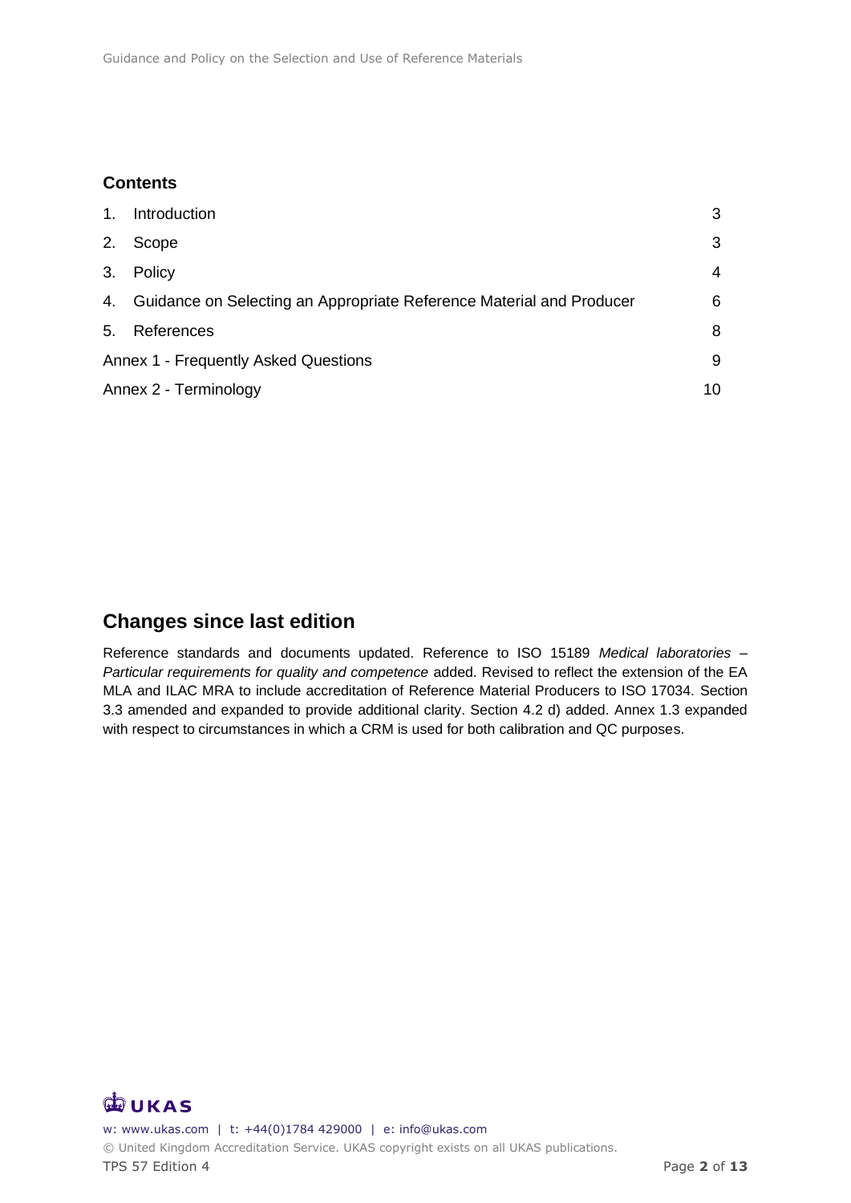## Contents

| | | |
|---|---|---|
| 1. | Introduction | 3 |
| 2. | Scope | 3 |
| 3. | Policy | 4 |
| 4. | Guidance on Selecting an Appropriate Reference Material and Producer | 6 |
| 5. | References | 8 |
| Annex 1 - Frequently Asked Questions | | 9 |
| Annex 2 - Terminology | | 10 |

## Changes since last edition

Reference standards and documents updated. Reference to ISO 15189 *Medical laboratories – Particular requirements for quality and competence* added. Revised to reflect the extension of the EA MLA and ILAC MRA to include accreditation of Reference Material Producers to ISO 17034. Section 3.3 amended and expanded to provide additional clarity. Section 4.2 d) added. Annex 1.3 expanded with respect to circumstances in which a CRM is used for both calibration and QC purposes.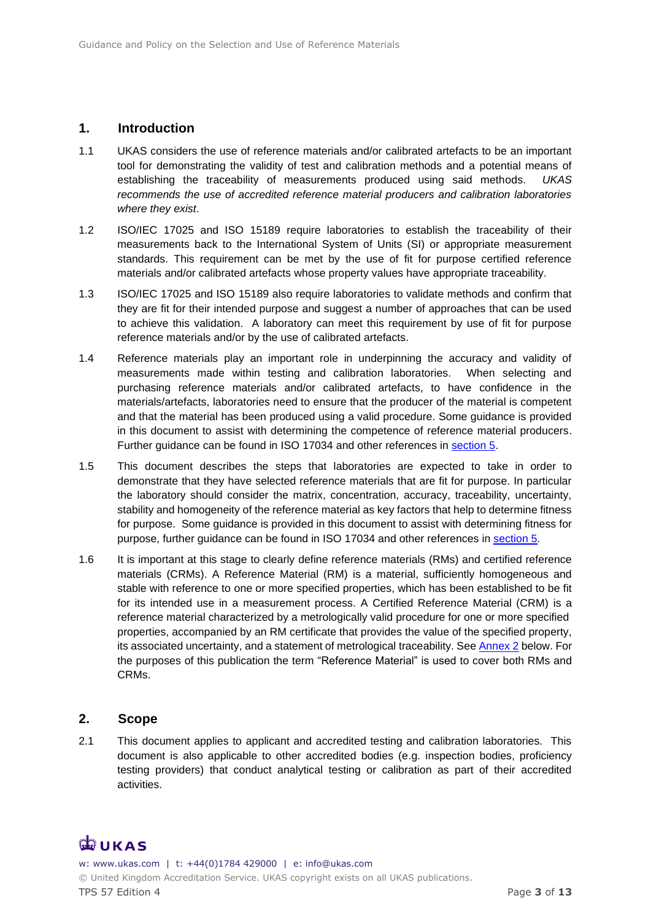## 1. Introduction

1.1 UKAS considers the use of reference materials and/or calibrated artefacts to be an important tool for demonstrating the validity of test and calibration methods and a potential means of establishing the traceability of measurements produced using said methods. *UKAS recommends the use of accredited reference material producers and calibration laboratories where they exist*.

1.2 ISO/IEC 17025 and ISO 15189 require laboratories to establish the traceability of their measurements back to the International System of Units (SI) or appropriate measurement standards. This requirement can be met by the use of fit for purpose certified reference materials and/or calibrated artefacts whose property values have appropriate traceability.

1.3 ISO/IEC 17025 and ISO 15189 also require laboratories to validate methods and confirm that they are fit for their intended purpose and suggest a number of approaches that can be used to achieve this validation. A laboratory can meet this requirement by use of fit for purpose reference materials and/or by the use of calibrated artefacts.

1.4 Reference materials play an important role in underpinning the accuracy and validity of measurements made within testing and calibration laboratories. When selecting and purchasing reference materials and/or calibrated artefacts, to have confidence in the materials/artefacts, laboratories need to ensure that the producer of the material is competent and that the material has been produced using a valid procedure. Some guidance is provided in this document to assist with determining the competence of reference material producers. Further guidance can be found in ISO 17034 and other references in section 5.

1.5 This document describes the steps that laboratories are expected to take in order to demonstrate that they have selected reference materials that are fit for purpose. In particular the laboratory should consider the matrix, concentration, accuracy, traceability, uncertainty, stability and homogeneity of the reference material as key factors that help to determine fitness for purpose. Some guidance is provided in this document to assist with determining fitness for purpose, further guidance can be found in ISO 17034 and other references in section 5.

1.6 It is important at this stage to clearly define reference materials (RMs) and certified reference materials (CRMs). A Reference Material (RM) is a material, sufficiently homogeneous and stable with reference to one or more specified properties, which has been established to be fit for its intended use in a measurement process. A Certified Reference Material (CRM) is a reference material characterized by a metrologically valid procedure for one or more specified properties, accompanied by an RM certificate that provides the value of the specified property, its associated uncertainty, and a statement of metrological traceability. See Annex 2 below. For the purposes of this publication the term "Reference Material" is used to cover both RMs and CRMs.

## 2. Scope

2.1 This document applies to applicant and accredited testing and calibration laboratories. This document is also applicable to other accredited bodies (e.g. inspection bodies, proficiency testing providers) that conduct analytical testing or calibration as part of their accredited activities.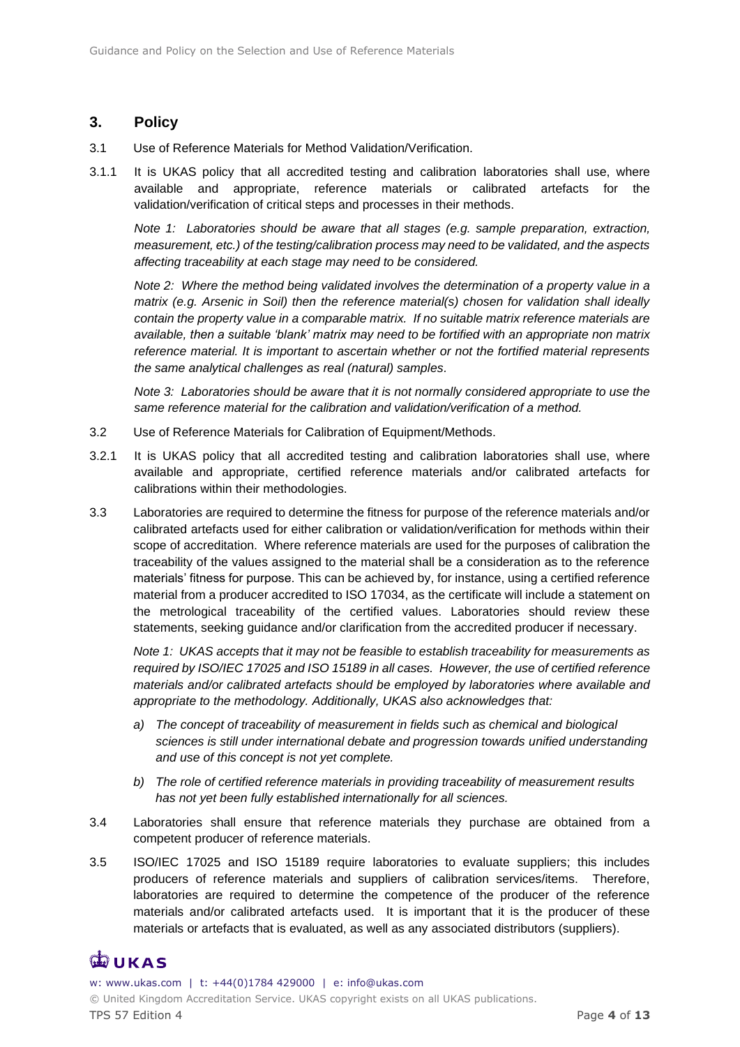## 3. Policy

3.1 Use of Reference Materials for Method Validation/Verification.

3.1.1 It is UKAS policy that all accredited testing and calibration laboratories shall use, where available and appropriate, reference materials or calibrated artefacts for the validation/verification of critical steps and processes in their methods.

*Note 1: Laboratories should be aware that all stages (e.g. sample preparation, extraction, measurement, etc.) of the testing/calibration process may need to be validated, and the aspects affecting traceability at each stage may need to be considered.*

*Note 2: Where the method being validated involves the determination of a property value in a matrix (e.g. Arsenic in Soil) then the reference material(s) chosen for validation shall ideally contain the property value in a comparable matrix. If no suitable matrix reference materials are available, then a suitable 'blank' matrix may need to be fortified with an appropriate non matrix reference material. It is important to ascertain whether or not the fortified material represents the same analytical challenges as real (natural) samples.*

*Note 3: Laboratories should be aware that it is not normally considered appropriate to use the same reference material for the calibration and validation/verification of a method.*

3.2 Use of Reference Materials for Calibration of Equipment/Methods.

3.2.1 It is UKAS policy that all accredited testing and calibration laboratories shall use, where available and appropriate, certified reference materials and/or calibrated artefacts for calibrations within their methodologies.

3.3 Laboratories are required to determine the fitness for purpose of the reference materials and/or calibrated artefacts used for either calibration or validation/verification for methods within their scope of accreditation. Where reference materials are used for the purposes of calibration the traceability of the values assigned to the material shall be a consideration as to the reference materials' fitness for purpose. This can be achieved by, for instance, using a certified reference material from a producer accredited to ISO 17034, as the certificate will include a statement on the metrological traceability of the certified values. Laboratories should review these statements, seeking guidance and/or clarification from the accredited producer if necessary.

*Note 1: UKAS accepts that it may not be feasible to establish traceability for measurements as required by ISO/IEC 17025 and ISO 15189 in all cases. However, the use of certified reference materials and/or calibrated artefacts should be employed by laboratories where available and appropriate to the methodology. Additionally, UKAS also acknowledges that:*

*a) The concept of traceability of measurement in fields such as chemical and biological sciences is still under international debate and progression towards unified understanding and use of this concept is not yet complete.*

*b) The role of certified reference materials in providing traceability of measurement results has not yet been fully established internationally for all sciences.*

3.4 Laboratories shall ensure that reference materials they purchase are obtained from a competent producer of reference materials.

3.5 ISO/IEC 17025 and ISO 15189 require laboratories to evaluate suppliers; this includes producers of reference materials and suppliers of calibration services/items. Therefore, laboratories are required to determine the competence of the producer of the reference materials and/or calibrated artefacts used. It is important that it is the producer of these materials or artefacts that is evaluated, as well as any associated distributors (suppliers).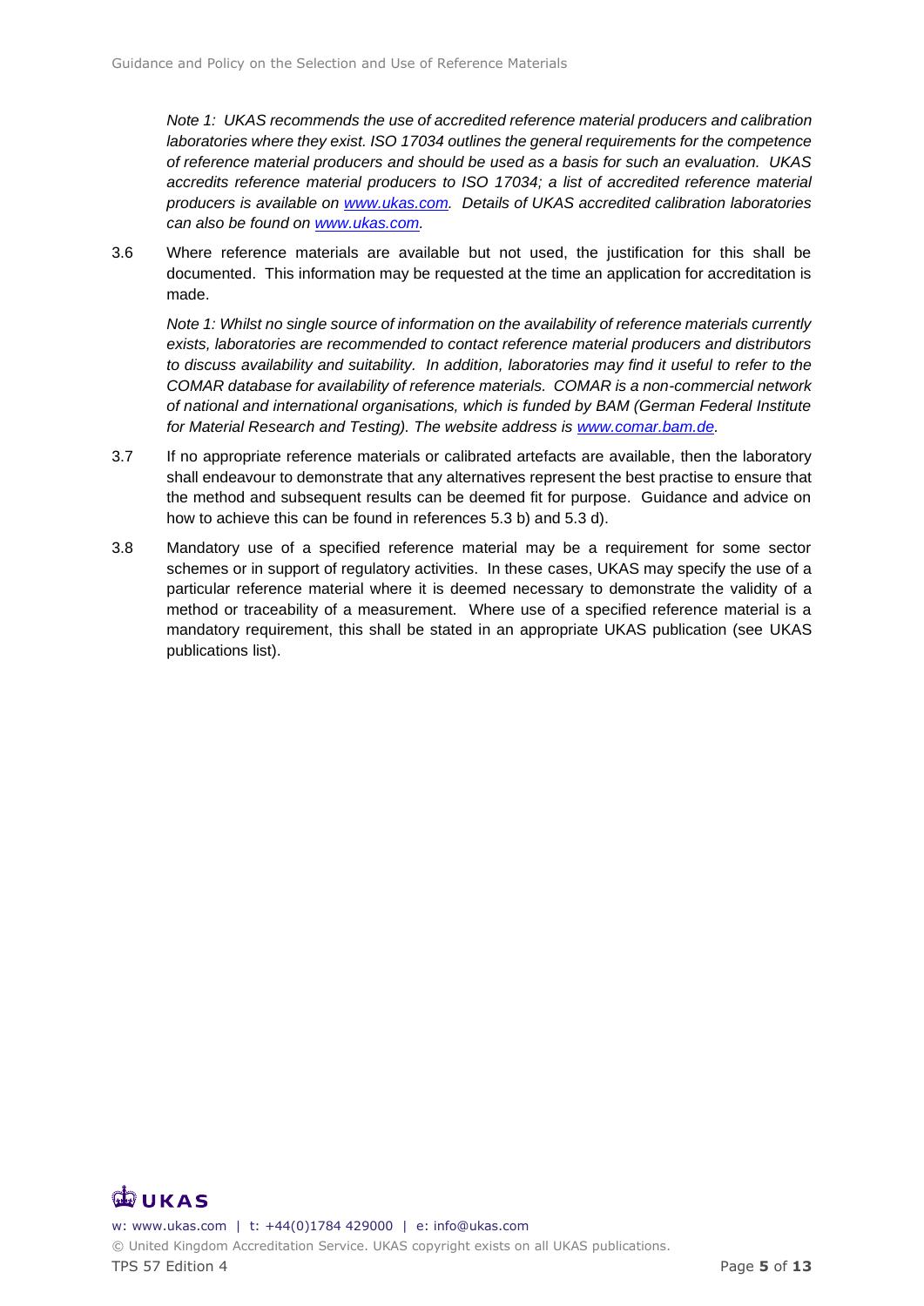*Note 1: UKAS recommends the use of accredited reference material producers and calibration laboratories where they exist. ISO 17034 outlines the general requirements for the competence of reference material producers and should be used as a basis for such an evaluation. UKAS accredits reference material producers to ISO 17034; a list of accredited reference material producers is available on [www.ukas.com](http://www.ukas.com). Details of UKAS accredited calibration laboratories can also be found on [www.ukas.com](http://www.ukas.com).*

3.6 Where reference materials are available but not used, the justification for this shall be documented. This information may be requested at the time an application for accreditation is made.

*Note 1: Whilst no single source of information on the availability of reference materials currently exists, laboratories are recommended to contact reference material producers and distributors to discuss availability and suitability. In addition, laboratories may find it useful to refer to the COMAR database for availability of reference materials. COMAR is a non-commercial network of national and international organisations, which is funded by BAM (German Federal Institute for Material Research and Testing). The website address is [www.comar.bam.de](http://www.comar.bam.de).*

3.7 If no appropriate reference materials or calibrated artefacts are available, then the laboratory shall endeavour to demonstrate that any alternatives represent the best practise to ensure that the method and subsequent results can be deemed fit for purpose. Guidance and advice on how to achieve this can be found in references 5.3 b) and 5.3 d).

3.8 Mandatory use of a specified reference material may be a requirement for some sector schemes or in support of regulatory activities. In these cases, UKAS may specify the use of a particular reference material where it is deemed necessary to demonstrate the validity of a method or traceability of a measurement. Where use of a specified reference material is a mandatory requirement, this shall be stated in an appropriate UKAS publication (see UKAS publications list).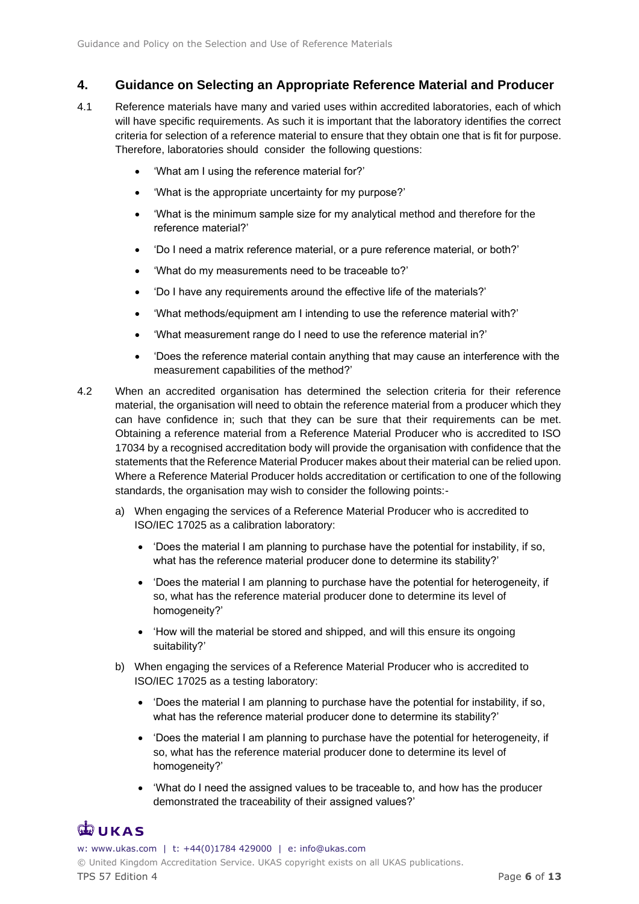## 4. Guidance on Selecting an Appropriate Reference Material and Producer

4.1 Reference materials have many and varied uses within accredited laboratories, each of which will have specific requirements. As such it is important that the laboratory identifies the correct criteria for selection of a reference material to ensure that they obtain one that is fit for purpose. Therefore, laboratories should consider the following questions:

- 'What am I using the reference material for?'
- 'What is the appropriate uncertainty for my purpose?'
- 'What is the minimum sample size for my analytical method and therefore for the reference material?'
- 'Do I need a matrix reference material, or a pure reference material, or both?'
- 'What do my measurements need to be traceable to?'
- 'Do I have any requirements around the effective life of the materials?'
- 'What methods/equipment am I intending to use the reference material with?'
- 'What measurement range do I need to use the reference material in?'
- 'Does the reference material contain anything that may cause an interference with the measurement capabilities of the method?'

4.2 When an accredited organisation has determined the selection criteria for their reference material, the organisation will need to obtain the reference material from a producer which they can have confidence in; such that they can be sure that their requirements can be met. Obtaining a reference material from a Reference Material Producer who is accredited to ISO 17034 by a recognised accreditation body will provide the organisation with confidence that the statements that the Reference Material Producer makes about their material can be relied upon. Where a Reference Material Producer holds accreditation or certification to one of the following standards, the organisation may wish to consider the following points:-

a) When engaging the services of a Reference Material Producer who is accredited to ISO/IEC 17025 as a calibration laboratory:

  - 'Does the material I am planning to purchase have the potential for instability, if so, what has the reference material producer done to determine its stability?'
  - 'Does the material I am planning to purchase have the potential for heterogeneity, if so, what has the reference material producer done to determine its level of homogeneity?'
  - 'How will the material be stored and shipped, and will this ensure its ongoing suitability?'

b) When engaging the services of a Reference Material Producer who is accredited to ISO/IEC 17025 as a testing laboratory:

  - 'Does the material I am planning to purchase have the potential for instability, if so, what has the reference material producer done to determine its stability?'
  - 'Does the material I am planning to purchase have the potential for heterogeneity, if so, what has the reference material producer done to determine its level of homogeneity?'
  - 'What do I need the assigned values to be traceable to, and how has the producer demonstrated the traceability of their assigned values?'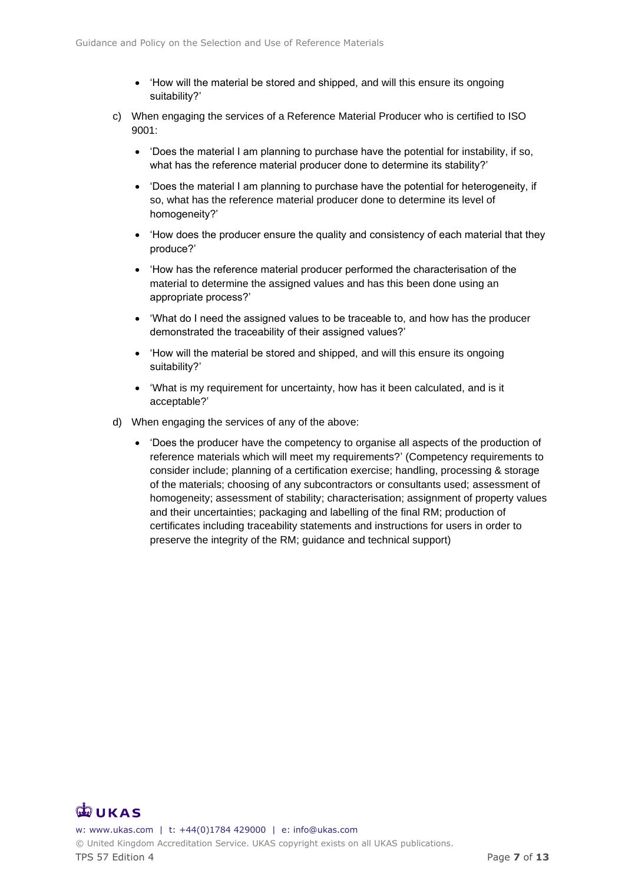- 'How will the material be stored and shipped, and will this ensure its ongoing suitability?'

c) When engaging the services of a Reference Material Producer who is certified to ISO 9001:

- 'Does the material I am planning to purchase have the potential for instability, if so, what has the reference material producer done to determine its stability?'
- 'Does the material I am planning to purchase have the potential for heterogeneity, if so, what has the reference material producer done to determine its level of homogeneity?'
- 'How does the producer ensure the quality and consistency of each material that they produce?'
- 'How has the reference material producer performed the characterisation of the material to determine the assigned values and has this been done using an appropriate process?'
- 'What do I need the assigned values to be traceable to, and how has the producer demonstrated the traceability of their assigned values?'
- 'How will the material be stored and shipped, and will this ensure its ongoing suitability?'
- 'What is my requirement for uncertainty, how has it been calculated, and is it acceptable?'

d) When engaging the services of any of the above:

- 'Does the producer have the competency to organise all aspects of the production of reference materials which will meet my requirements?' (Competency requirements to consider include; planning of a certification exercise; handling, processing & storage of the materials; choosing of any subcontractors or consultants used; assessment of homogeneity; assessment of stability; characterisation; assignment of property values and their uncertainties; packaging and labelling of the final RM; production of certificates including traceability statements and instructions for users in order to preserve the integrity of the RM; guidance and technical support)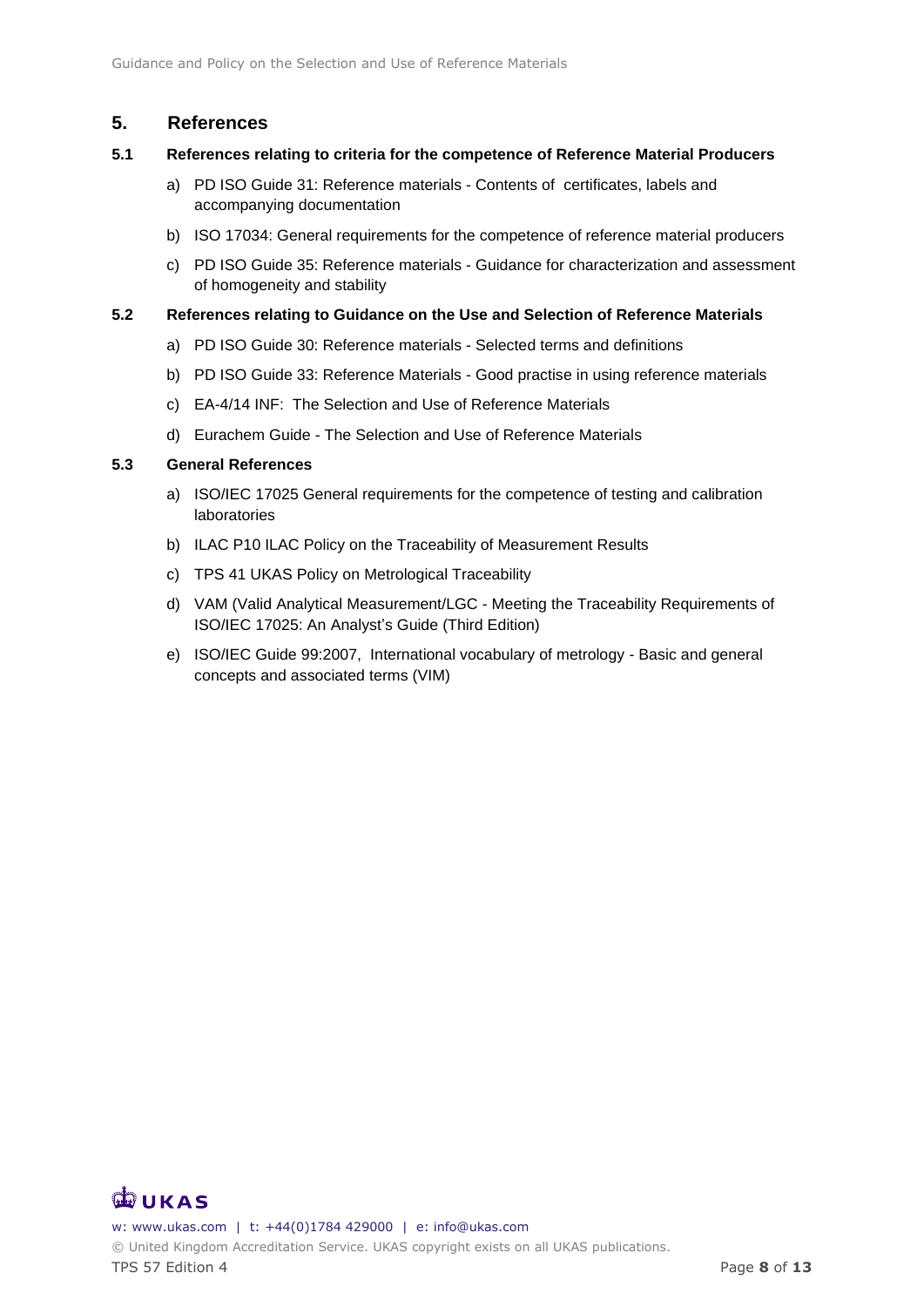## 5. References

### 5.1 References relating to criteria for the competence of Reference Material Producers

a) PD ISO Guide 31: Reference materials - Contents of certificates, labels and accompanying documentation

b) ISO 17034: General requirements for the competence of reference material producers

c) PD ISO Guide 35: Reference materials - Guidance for characterization and assessment of homogeneity and stability

### 5.2 References relating to Guidance on the Use and Selection of Reference Materials

a) PD ISO Guide 30: Reference materials - Selected terms and definitions

b) PD ISO Guide 33: Reference Materials - Good practise in using reference materials

c) EA-4/14 INF: The Selection and Use of Reference Materials

d) Eurachem Guide - The Selection and Use of Reference Materials

### 5.3 General References

a) ISO/IEC 17025 General requirements for the competence of testing and calibration laboratories

b) ILAC P10 ILAC Policy on the Traceability of Measurement Results

c) TPS 41 UKAS Policy on Metrological Traceability

d) VAM (Valid Analytical Measurement/LGC - Meeting the Traceability Requirements of ISO/IEC 17025: An Analyst's Guide (Third Edition)

e) ISO/IEC Guide 99:2007, International vocabulary of metrology - Basic and general concepts and associated terms (VIM)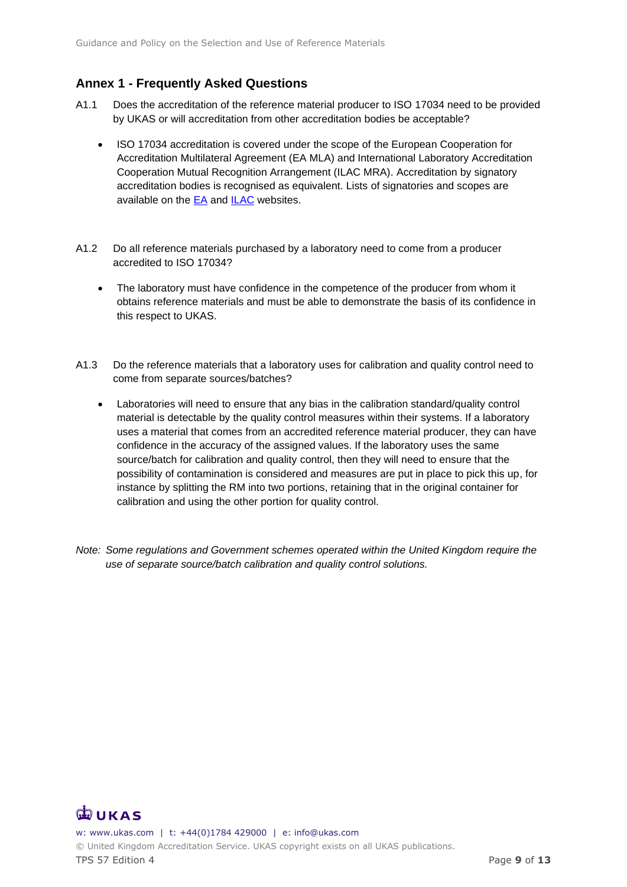## Annex 1 - Frequently Asked Questions

A1.1 Does the accreditation of the reference material producer to ISO 17034 need to be provided by UKAS or will accreditation from other accreditation bodies be acceptable?

- ISO 17034 accreditation is covered under the scope of the European Cooperation for Accreditation Multilateral Agreement (EA MLA) and International Laboratory Accreditation Cooperation Mutual Recognition Arrangement (ILAC MRA). Accreditation by signatory accreditation bodies is recognised as equivalent. Lists of signatories and scopes are available on the EA and ILAC websites.

A1.2 Do all reference materials purchased by a laboratory need to come from a producer accredited to ISO 17034?

- The laboratory must have confidence in the competence of the producer from whom it obtains reference materials and must be able to demonstrate the basis of its confidence in this respect to UKAS.

A1.3 Do the reference materials that a laboratory uses for calibration and quality control need to come from separate sources/batches?

- Laboratories will need to ensure that any bias in the calibration standard/quality control material is detectable by the quality control measures within their systems. If a laboratory uses a material that comes from an accredited reference material producer, they can have confidence in the accuracy of the assigned values. If the laboratory uses the same source/batch for calibration and quality control, then they will need to ensure that the possibility of contamination is considered and measures are put in place to pick this up, for instance by splitting the RM into two portions, retaining that in the original container for calibration and using the other portion for quality control.

*Note: Some regulations and Government schemes operated within the United Kingdom require the use of separate source/batch calibration and quality control solutions.*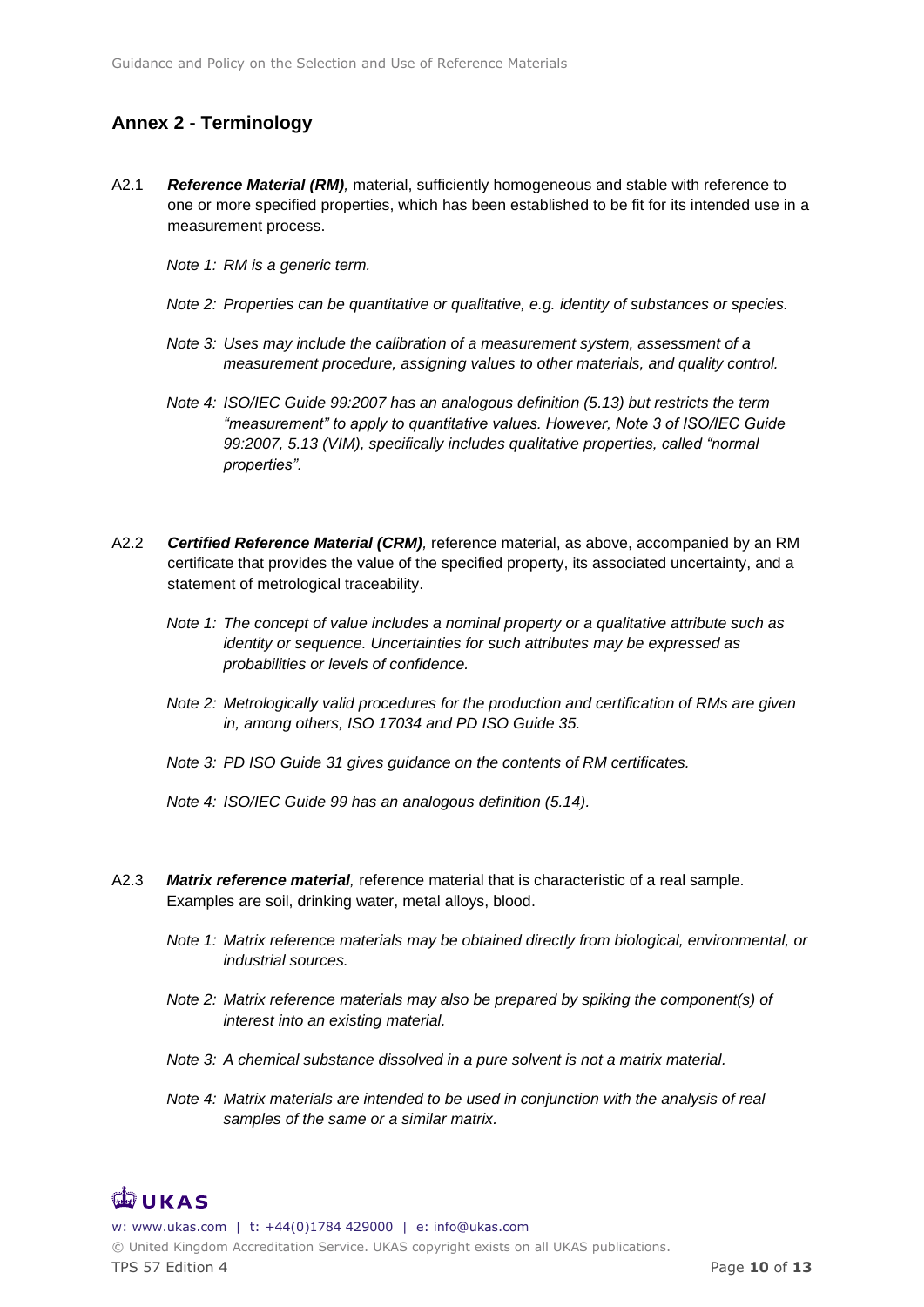## Annex 2 - Terminology

A2.1 ***Reference Material (RM)****,* material, sufficiently homogeneous and stable with reference to one or more specified properties, which has been established to be fit for its intended use in a measurement process.

*Note 1: RM is a generic term.*

*Note 2: Properties can be quantitative or qualitative, e.g. identity of substances or species.*

*Note 3: Uses may include the calibration of a measurement system, assessment of a measurement procedure, assigning values to other materials, and quality control.*

*Note 4: ISO/IEC Guide 99:2007 has an analogous definition (5.13) but restricts the term "measurement" to apply to quantitative values. However, Note 3 of ISO/IEC Guide 99:2007, 5.13 (VIM), specifically includes qualitative properties, called "normal properties".*

A2.2 ***Certified Reference Material (CRM)****,* reference material, as above, accompanied by an RM certificate that provides the value of the specified property, its associated uncertainty, and a statement of metrological traceability.

*Note 1: The concept of value includes a nominal property or a qualitative attribute such as identity or sequence. Uncertainties for such attributes may be expressed as probabilities or levels of confidence.*

*Note 2: Metrologically valid procedures for the production and certification of RMs are given in, among others, ISO 17034 and PD ISO Guide 35.*

*Note 3: PD ISO Guide 31 gives guidance on the contents of RM certificates.*

*Note 4: ISO/IEC Guide 99 has an analogous definition (5.14).*

A2.3 ***Matrix reference material****,* reference material that is characteristic of a real sample. Examples are soil, drinking water, metal alloys, blood.

*Note 1: Matrix reference materials may be obtained directly from biological, environmental, or industrial sources.*

*Note 2: Matrix reference materials may also be prepared by spiking the component(s) of interest into an existing material.*

*Note 3: A chemical substance dissolved in a pure solvent is not a matrix material.*

*Note 4: Matrix materials are intended to be used in conjunction with the analysis of real samples of the same or a similar matrix.*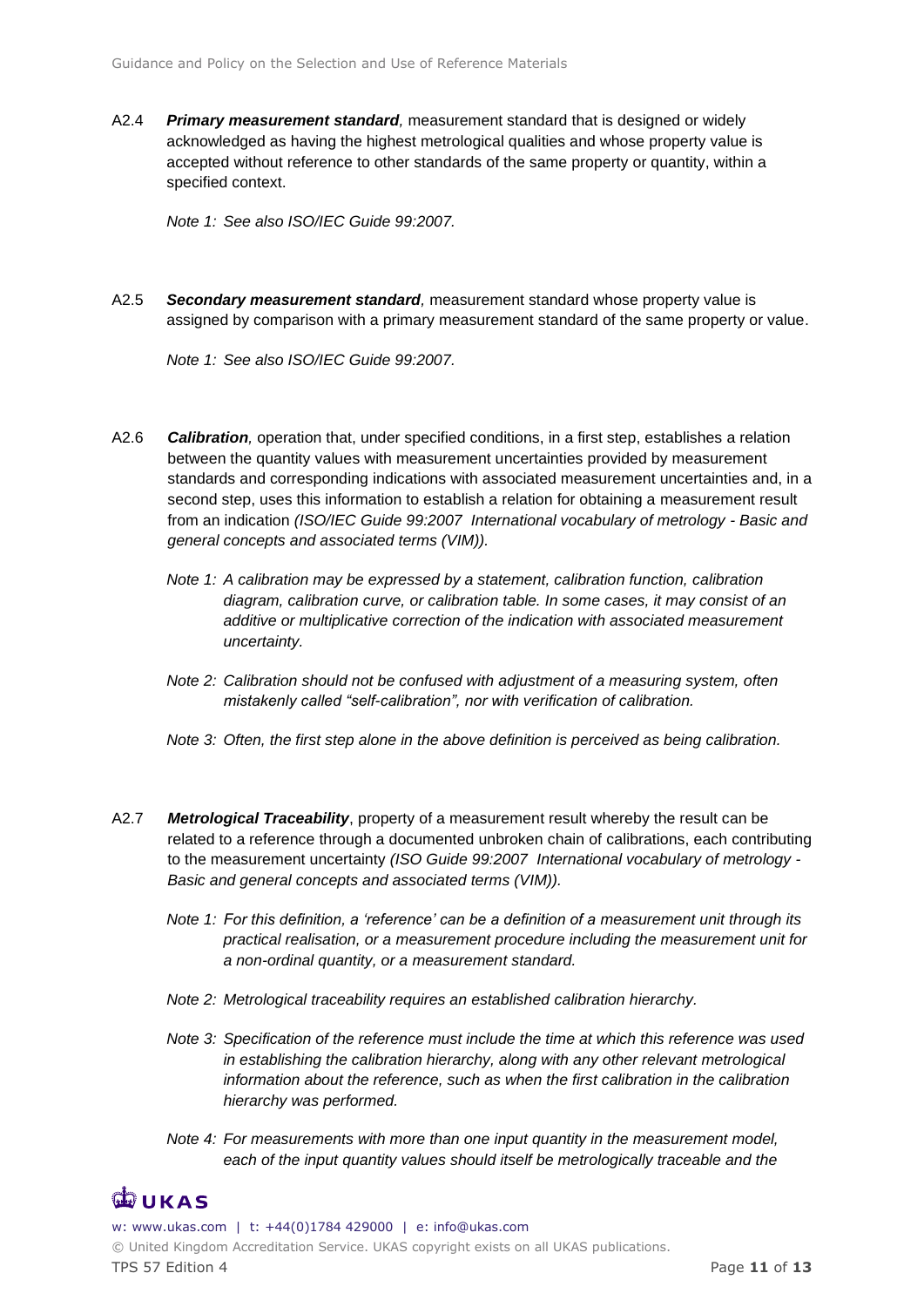A2.4 ***Primary measurement standard**,* measurement standard that is designed or widely acknowledged as having the highest metrological qualities and whose property value is accepted without reference to other standards of the same property or quantity, within a specified context.

*Note 1: See also ISO/IEC Guide 99:2007.*

A2.5 ***Secondary measurement standard**,* measurement standard whose property value is assigned by comparison with a primary measurement standard of the same property or value.

*Note 1: See also ISO/IEC Guide 99:2007.*

A2.6 ***Calibration**,* operation that, under specified conditions, in a first step, establishes a relation between the quantity values with measurement uncertainties provided by measurement standards and corresponding indications with associated measurement uncertainties and, in a second step, uses this information to establish a relation for obtaining a measurement result from an indication *(ISO/IEC Guide 99:2007 International vocabulary of metrology - Basic and general concepts and associated terms (VIM)).*

*Note 1: A calibration may be expressed by a statement, calibration function, calibration diagram, calibration curve, or calibration table. In some cases, it may consist of an additive or multiplicative correction of the indication with associated measurement uncertainty.*

*Note 2: Calibration should not be confused with adjustment of a measuring system, often mistakenly called "self-calibration", nor with verification of calibration.*

*Note 3: Often, the first step alone in the above definition is perceived as being calibration.*

A2.7 ***Metrological Traceability***, property of a measurement result whereby the result can be related to a reference through a documented unbroken chain of calibrations, each contributing to the measurement uncertainty *(ISO Guide 99:2007 International vocabulary of metrology - Basic and general concepts and associated terms (VIM)).*

*Note 1: For this definition, a 'reference' can be a definition of a measurement unit through its practical realisation, or a measurement procedure including the measurement unit for a non-ordinal quantity, or a measurement standard.*

*Note 2: Metrological traceability requires an established calibration hierarchy.*

*Note 3: Specification of the reference must include the time at which this reference was used in establishing the calibration hierarchy, along with any other relevant metrological information about the reference, such as when the first calibration in the calibration hierarchy was performed.*

*Note 4: For measurements with more than one input quantity in the measurement model, each of the input quantity values should itself be metrologically traceable and the*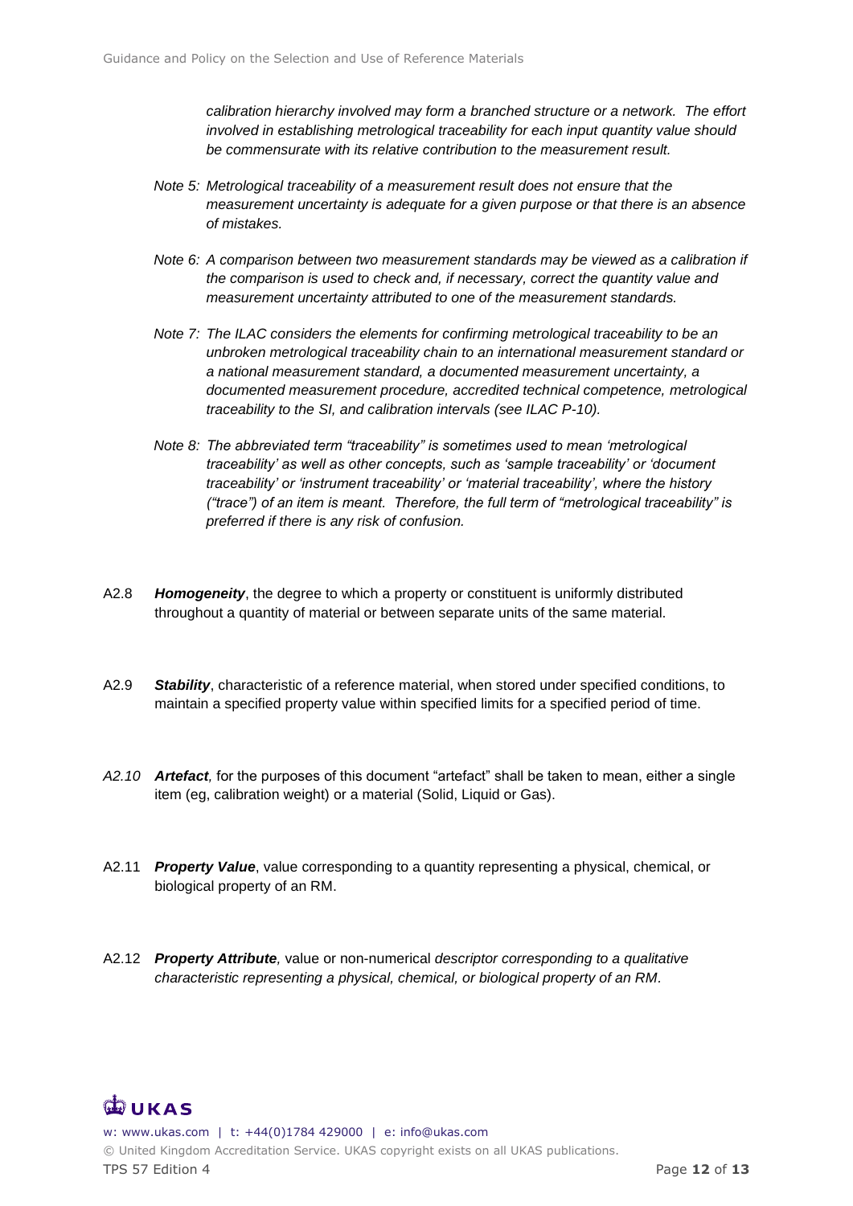*calibration hierarchy involved may form a branched structure or a network. The effort involved in establishing metrological traceability for each input quantity value should be commensurate with its relative contribution to the measurement result.*

*Note 5: Metrological traceability of a measurement result does not ensure that the measurement uncertainty is adequate for a given purpose or that there is an absence of mistakes.*

*Note 6: A comparison between two measurement standards may be viewed as a calibration if the comparison is used to check and, if necessary, correct the quantity value and measurement uncertainty attributed to one of the measurement standards.*

*Note 7: The ILAC considers the elements for confirming metrological traceability to be an unbroken metrological traceability chain to an international measurement standard or a national measurement standard, a documented measurement uncertainty, a documented measurement procedure, accredited technical competence, metrological traceability to the SI, and calibration intervals (see ILAC P-10).*

*Note 8: The abbreviated term "traceability" is sometimes used to mean 'metrological traceability' as well as other concepts, such as 'sample traceability' or 'document traceability' or 'instrument traceability' or 'material traceability', where the history ("trace") of an item is meant. Therefore, the full term of "metrological traceability" is preferred if there is any risk of confusion.*

A2.8 ***Homogeneity***, the degree to which a property or constituent is uniformly distributed throughout a quantity of material or between separate units of the same material.

A2.9 ***Stability***, characteristic of a reference material, when stored under specified conditions, to maintain a specified property value within specified limits for a specified period of time.

*A2.10* ***Artefact****,* for the purposes of this document "artefact" shall be taken to mean, either a single item (eg, calibration weight) or a material (Solid, Liquid or Gas).

A2.11 ***Property Value***, value corresponding to a quantity representing a physical, chemical, or biological property of an RM.

A2.12 ***Property Attribute****,* value or non-numerical *descriptor corresponding to a qualitative characteristic representing a physical, chemical, or biological property of an RM*.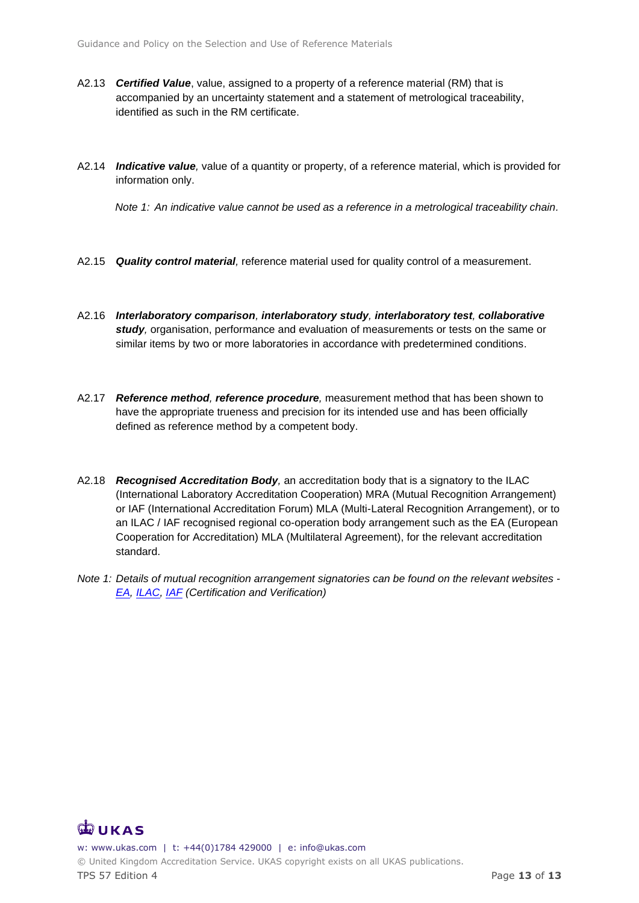A2.13 ***Certified Value***, value, assigned to a property of a reference material (RM) that is accompanied by an uncertainty statement and a statement of metrological traceability, identified as such in the RM certificate.

A2.14 ***Indicative value**,* value of a quantity or property, of a reference material, which is provided for information only.

*Note 1: An indicative value cannot be used as a reference in a metrological traceability chain.*

A2.15 ***Quality control material**,* reference material used for quality control of a measurement.

A2.16 ***Interlaboratory comparison**, **interlaboratory study**, **interlaboratory test**, **collaborative study**,* organisation, performance and evaluation of measurements or tests on the same or similar items by two or more laboratories in accordance with predetermined conditions.

A2.17 ***Reference method**, **reference procedure**,* measurement method that has been shown to have the appropriate trueness and precision for its intended use and has been officially defined as reference method by a competent body.

A2.18 ***Recognised Accreditation Body**,* an accreditation body that is a signatory to the ILAC (International Laboratory Accreditation Cooperation) MRA (Mutual Recognition Arrangement) or IAF (International Accreditation Forum) MLA (Multi-Lateral Recognition Arrangement), or to an ILAC / IAF recognised regional co-operation body arrangement such as the EA (European Cooperation for Accreditation) MLA (Multilateral Agreement), for the relevant accreditation standard.

*Note 1: Details of mutual recognition arrangement signatories can be found on the relevant websites - EA, ILAC, IAF (Certification and Verification)*